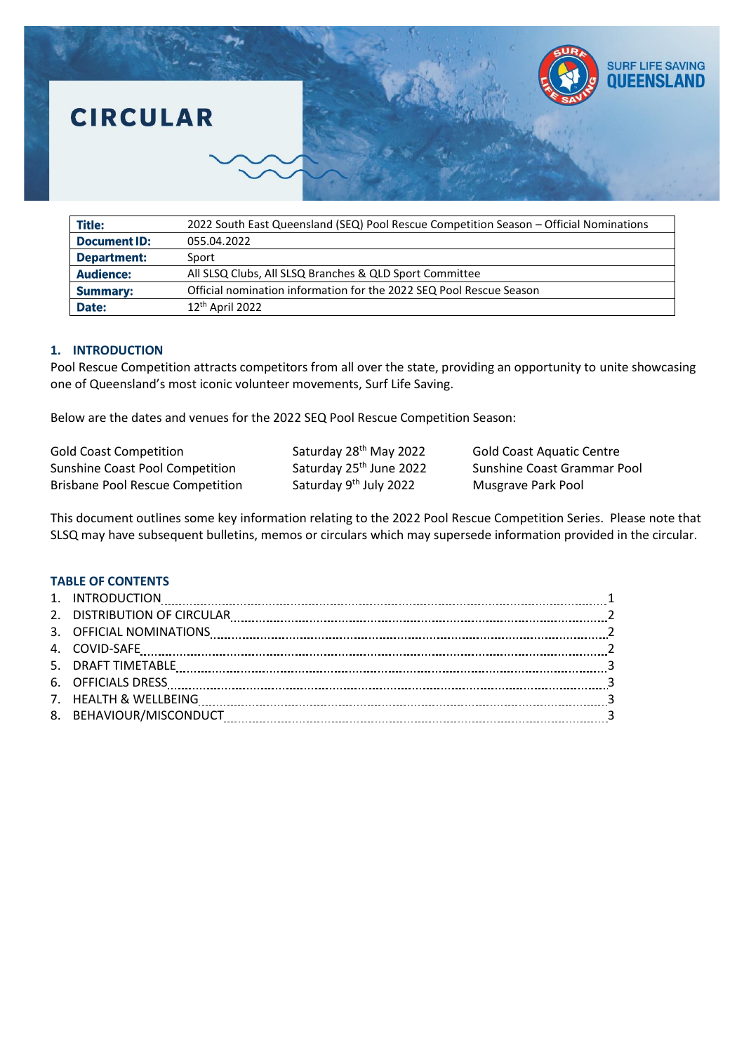# CIRCULAR

| | |
|---|---|
| **Title:** | 2022 South East Queensland (SEQ) Pool Rescue Competition Season – Official Nominations |
| **Document ID:** | 055.04.2022 |
| **Department:** | Sport |
| **Audience:** | All SLSQ Clubs, All SLSQ Branches & QLD Sport Committee |
| **Summary:** | Official nomination information for the 2022 SEQ Pool Rescue Season |
| **Date:** | 12th April 2022 |

## 1. INTRODUCTION

Pool Rescue Competition attracts competitors from all over the state, providing an opportunity to unite showcasing one of Queensland's most iconic volunteer movements, Surf Life Saving.

Below are the dates and venues for the 2022 SEQ Pool Rescue Competition Season:

| | | |
|---|---|---|
| Gold Coast Competition | Saturday 28th May 2022 | Gold Coast Aquatic Centre |
| Sunshine Coast Pool Competition | Saturday 25th June 2022 | Sunshine Coast Grammar Pool |
| Brisbane Pool Rescue Competition | Saturday 9th July 2022 | Musgrave Park Pool |

This document outlines some key information relating to the 2022 Pool Rescue Competition Series. Please note that SLSQ may have subsequent bulletins, memos or circulars which may supersede information provided in the circular.

### TABLE OF CONTENTS

1. INTRODUCTION ........ 1
2. DISTRIBUTION OF CIRCULAR ........ 2
3. OFFICIAL NOMINATIONS ........ 2
4. COVID-SAFE ........ 2
5. DRAFT TIMETABLE ........ 3
6. OFFICIALS DRESS ........ 3
7. HEALTH & WELLBEING ........ 3
8. BEHAVIOUR/MISCONDUCT ........ 3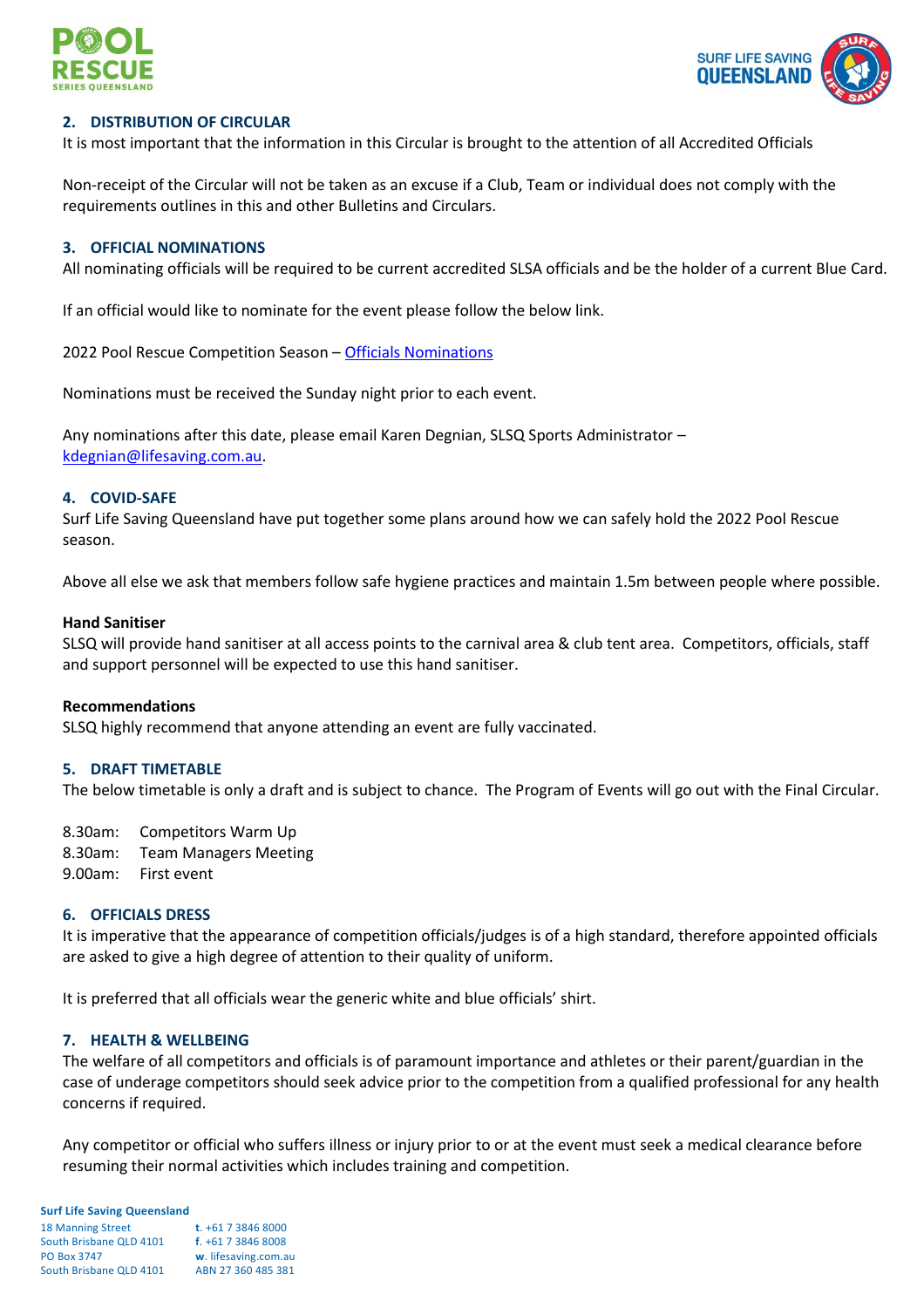## 2. DISTRIBUTION OF CIRCULAR

It is most important that the information in this Circular is brought to the attention of all Accredited Officials

Non-receipt of the Circular will not be taken as an excuse if a Club, Team or individual does not comply with the requirements outlines in this and other Bulletins and Circulars.

## 3. OFFICIAL NOMINATIONS

All nominating officials will be required to be current accredited SLSA officials and be the holder of a current Blue Card.

If an official would like to nominate for the event please follow the below link.

2022 Pool Rescue Competition Season – Officials Nominations

Nominations must be received the Sunday night prior to each event.

Any nominations after this date, please email Karen Degnian, SLSQ Sports Administrator – kdegnian@lifesaving.com.au.

## 4. COVID-SAFE

Surf Life Saving Queensland have put together some plans around how we can safely hold the 2022 Pool Rescue season.

Above all else we ask that members follow safe hygiene practices and maintain 1.5m between people where possible.

**Hand Sanitiser**

SLSQ will provide hand sanitiser at all access points to the carnival area & club tent area. Competitors, officials, staff and support personnel will be expected to use this hand sanitiser.

**Recommendations**

SLSQ highly recommend that anyone attending an event are fully vaccinated.

## 5. DRAFT TIMETABLE

The below timetable is only a draft and is subject to chance. The Program of Events will go out with the Final Circular.

8.30am: Competitors Warm Up
8.30am: Team Managers Meeting
9.00am: First event

## 6. OFFICIALS DRESS

It is imperative that the appearance of competition officials/judges is of a high standard, therefore appointed officials are asked to give a high degree of attention to their quality of uniform.

It is preferred that all officials wear the generic white and blue officials' shirt.

## 7. HEALTH & WELLBEING

The welfare of all competitors and officials is of paramount importance and athletes or their parent/guardian in the case of underage competitors should seek advice prior to the competition from a qualified professional for any health concerns if required.

Any competitor or official who suffers illness or injury prior to or at the event must seek a medical clearance before resuming their normal activities which includes training and competition.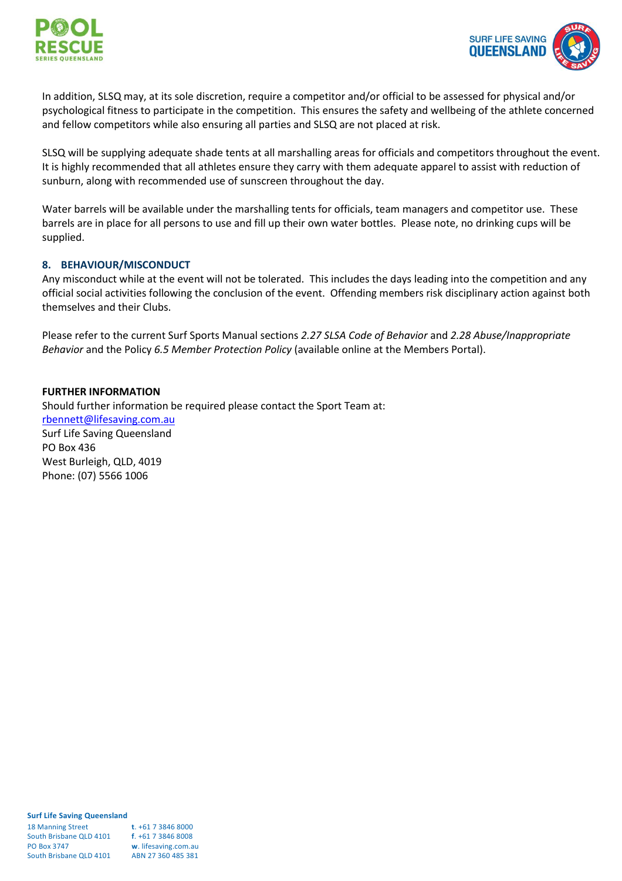In addition, SLSQ may, at its sole discretion, require a competitor and/or official to be assessed for physical and/or psychological fitness to participate in the competition. This ensures the safety and wellbeing of the athlete concerned and fellow competitors while also ensuring all parties and SLSQ are not placed at risk.

SLSQ will be supplying adequate shade tents at all marshalling areas for officials and competitors throughout the event. It is highly recommended that all athletes ensure they carry with them adequate apparel to assist with reduction of sunburn, along with recommended use of sunscreen throughout the day.

Water barrels will be available under the marshalling tents for officials, team managers and competitor use. These barrels are in place for all persons to use and fill up their own water bottles. Please note, no drinking cups will be supplied.

## 8. BEHAVIOUR/MISCONDUCT

Any misconduct while at the event will not be tolerated. This includes the days leading into the competition and any official social activities following the conclusion of the event. Offending members risk disciplinary action against both themselves and their Clubs.

Please refer to the current Surf Sports Manual sections *2.27 SLSA Code of Behavior* and *2.28 Abuse/Inappropriate Behavior* and the Policy *6.5 Member Protection Policy* (available online at the Members Portal).

**FURTHER INFORMATION**

Should further information be required please contact the Sport Team at:
rbennett@lifesaving.com.au
Surf Life Saving Queensland
PO Box 436
West Burleigh, QLD, 4019
Phone: (07) 5566 1006